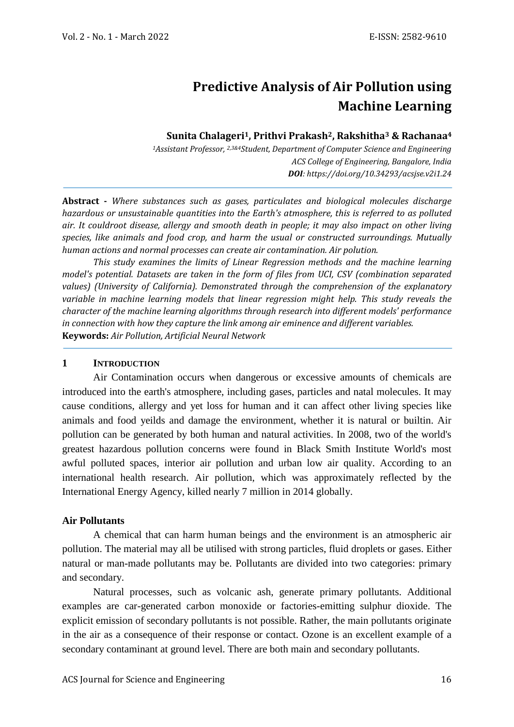# Predictive Analysis of Air Pollution using Machine Learning

**Sunita Chalageri[1], Prithvi Prakash[2], Rakshitha[3] & Rachanaa[4]**

*[1]Assistant Professor, [2,3&4]Student, Department of Computer Science and Engineering*
*ACS College of Engineering, Bangalore, India*
***DOI**: https://doi.org/10.34293/acsjse.v2i1.24*

---

**Abstract -** *Where substances such as gases, particulates and biological molecules discharge hazardous or unsustainable quantities into the Earth's atmosphere, this is referred to as polluted air. It couldroot disease, allergy and smooth death in people; it may also impact on other living species, like animals and food crop, and harm the usual or constructed surroundings. Mutually human actions and normal processes can create air contamination. Air polution.*

*This study examines the limits of Linear Regression methods and the machine learning model's potential. Datasets are taken in the form of files from UCI, CSV (combination separated values) (University of California). Demonstrated through the comprehension of the explanatory variable in machine learning models that linear regression might help. This study reveals the character of the machine learning algorithms through research into different models' performance in connection with how they capture the link among air eminence and different variables.*

**Keywords:** *Air Pollution, Artificial Neural Network*

---

## 1 INTRODUCTION

Air Contamination occurs when dangerous or excessive amounts of chemicals are introduced into the earth's atmosphere, including gases, particles and natal molecules. It may cause conditions, allergy and yet loss for human and it can affect other living species like animals and food yeilds and damage the environment, whether it is natural or builtin. Air pollution can be generated by both human and natural activities. In 2008, two of the world's greatest hazardous pollution concerns were found in Black Smith Institute World's most awful polluted spaces, interior air pollution and urban low air quality. According to an international health research. Air pollution, which was approximately reflected by the International Energy Agency, killed nearly 7 million in 2014 globally.

### Air Pollutants

A chemical that can harm human beings and the environment is an atmospheric air pollution. The material may all be utilised with strong particles, fluid droplets or gases. Either natural or man-made pollutants may be. Pollutants are divided into two categories: primary and secondary.

Natural processes, such as volcanic ash, generate primary pollutants. Additional examples are car-generated carbon monoxide or factories-emitting sulphur dioxide. The explicit emission of secondary pollutants is not possible. Rather, the main pollutants originate in the air as a consequence of their response or contact. Ozone is an excellent example of a secondary contaminant at ground level. There are both main and secondary pollutants.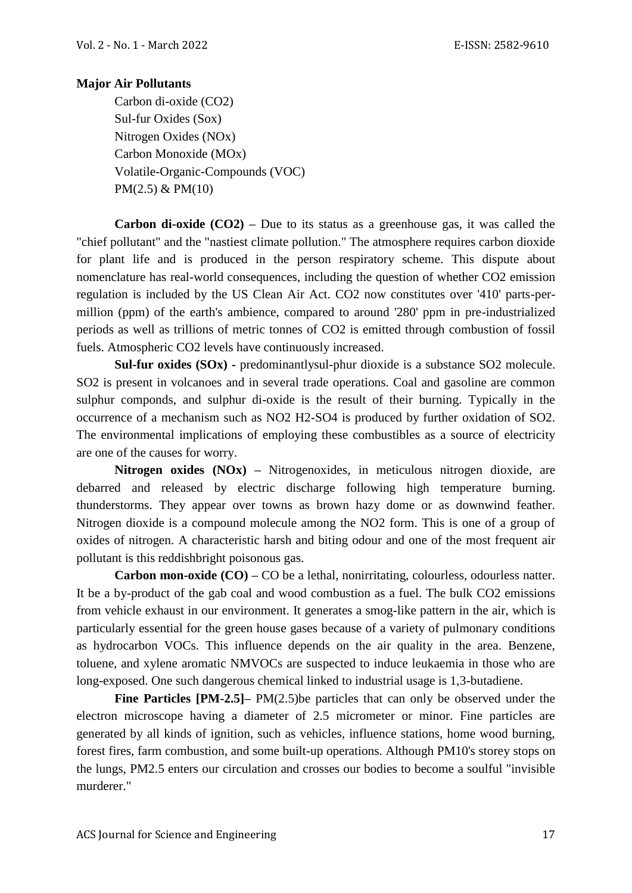**Major Air Pollutants**

- Carbon di-oxide (CO2)
- Sul-fur Oxides (Sox)
- Nitrogen Oxides (NOx)
- Carbon Monoxide (MOx)
- Volatile-Organic-Compounds (VOC)
- PM(2.5) & PM(10)

**Carbon di-oxide (CO2) –** Due to its status as a greenhouse gas, it was called the "chief pollutant" and the "nastiest climate pollution." The atmosphere requires carbon dioxide for plant life and is produced in the person respiratory scheme. This dispute about nomenclature has real-world consequences, including the question of whether CO2 emission regulation is included by the US Clean Air Act. CO2 now constitutes over '410' parts-per-million (ppm) of the earth's ambience, compared to around '280' ppm in pre-industrialized periods as well as trillions of metric tonnes of CO2 is emitted through combustion of fossil fuels. Atmospheric CO2 levels have continuously increased.

**Sul-fur oxides (SOx) -** predominantlysul-phur dioxide is a substance SO2 molecule. SO2 is present in volcanoes and in several trade operations. Coal and gasoline are common sulphur componds, and sulphur di-oxide is the result of their burning. Typically in the occurrence of a mechanism such as NO2 H2-SO4 is produced by further oxidation of SO2. The environmental implications of employing these combustibles as a source of electricity are one of the causes for worry.

**Nitrogen oxides (NOx) –** Nitrogenoxides, in meticulous nitrogen dioxide, are debarred and released by electric discharge following high temperature burning. thunderstorms. They appear over towns as brown hazy dome or as downwind feather. Nitrogen dioxide is a compound molecule among the NO2 form. This is one of a group of oxides of nitrogen. A characteristic harsh and biting odour and one of the most frequent air pollutant is this reddishbright poisonous gas.

**Carbon mon-oxide (CO) –** CO be a lethal, nonirritating, colourless, odourless natter. It be a by-product of the gab coal and wood combustion as a fuel. The bulk CO2 emissions from vehicle exhaust in our environment. It generates a smog-like pattern in the air, which is particularly essential for the green house gases because of a variety of pulmonary conditions as hydrocarbon VOCs. This influence depends on the air quality in the area. Benzene, toluene, and xylene aromatic NMVOCs are suspected to induce leukaemia in those who are long-exposed. One such dangerous chemical linked to industrial usage is 1,3-butadiene.

**Fine Particles [PM-2.5]–** PM(2.5)be particles that can only be observed under the electron microscope having a diameter of 2.5 micrometer or minor. Fine particles are generated by all kinds of ignition, such as vehicles, influence stations, home wood burning, forest fires, farm combustion, and some built-up operations. Although PM10's storey stops on the lungs, PM2.5 enters our circulation and crosses our bodies to become a soulful "invisible murderer."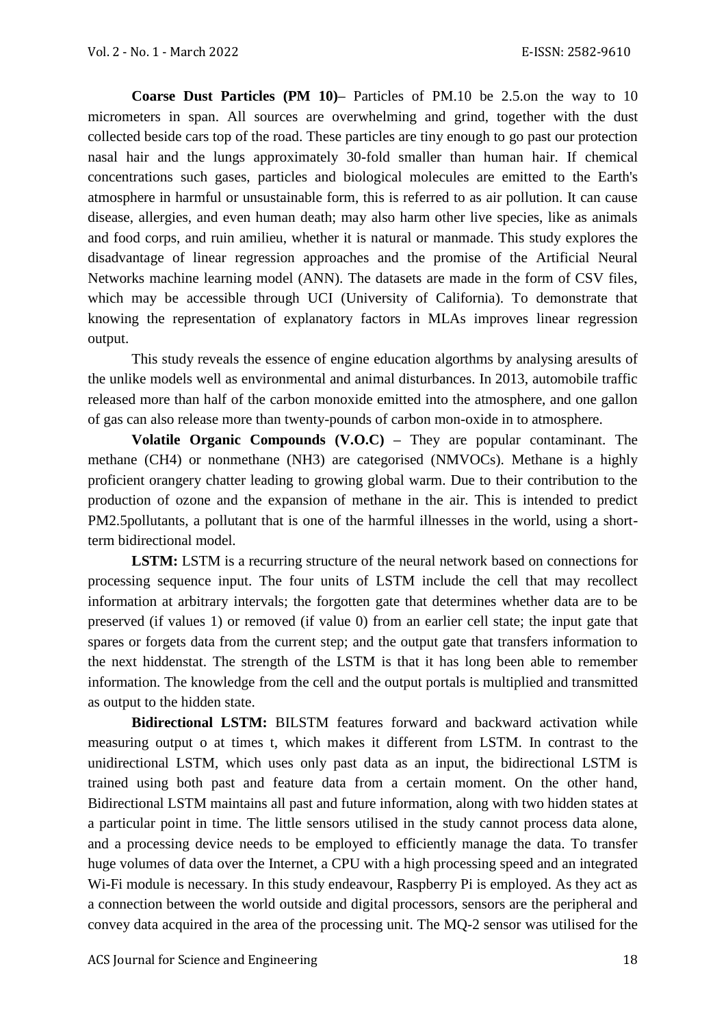**Coarse Dust Particles (PM 10)–** Particles of PM.10 be 2.5.on the way to 10 micrometers in span. All sources are overwhelming and grind, together with the dust collected beside cars top of the road. These particles are tiny enough to go past our protection nasal hair and the lungs approximately 30-fold smaller than human hair. If chemical concentrations such gases, particles and biological molecules are emitted to the Earth's atmosphere in harmful or unsustainable form, this is referred to as air pollution. It can cause disease, allergies, and even human death; may also harm other live species, like as animals and food corps, and ruin amilieu, whether it is natural or manmade. This study explores the disadvantage of linear regression approaches and the promise of the Artificial Neural Networks machine learning model (ANN). The datasets are made in the form of CSV files, which may be accessible through UCI (University of California). To demonstrate that knowing the representation of explanatory factors in MLAs improves linear regression output.

This study reveals the essence of engine education algorthms by analysing aresults of the unlike models well as environmental and animal disturbances. In 2013, automobile traffic released more than half of the carbon monoxide emitted into the atmosphere, and one gallon of gas can also release more than twenty-pounds of carbon mon-oxide in to atmosphere.

**Volatile Organic Compounds (V.O.C) –** They are popular contaminant. The methane ($CH_4$) or nonmethane ($NH_3$) are categorised (NMVOCs). Methane is a highly proficient orangery chatter leading to growing global warm. Due to their contribution to the production of ozone and the expansion of methane in the air. This is intended to predict PM2.5pollutants, a pollutant that is one of the harmful illnesses in the world, using a short-term bidirectional model.

**LSTM:** LSTM is a recurring structure of the neural network based on connections for processing sequence input. The four units of LSTM include the cell that may recollect information at arbitrary intervals; the forgotten gate that determines whether data are to be preserved (if values 1) or removed (if value 0) from an earlier cell state; the input gate that spares or forgets data from the current step; and the output gate that transfers information to the next hiddenstat. The strength of the LSTM is that it has long been able to remember information. The knowledge from the cell and the output portals is multiplied and transmitted as output to the hidden state.

**Bidirectional LSTM:** BILSTM features forward and backward activation while measuring output o at times t, which makes it different from LSTM. In contrast to the unidirectional LSTM, which uses only past data as an input, the bidirectional LSTM is trained using both past and feature data from a certain moment. On the other hand, Bidirectional LSTM maintains all past and future information, along with two hidden states at a particular point in time. The little sensors utilised in the study cannot process data alone, and a processing device needs to be employed to efficiently manage the data. To transfer huge volumes of data over the Internet, a CPU with a high processing speed and an integrated Wi-Fi module is necessary. In this study endeavour, Raspberry Pi is employed. As they act as a connection between the world outside and digital processors, sensors are the peripheral and convey data acquired in the area of the processing unit. The MQ-2 sensor was utilised for the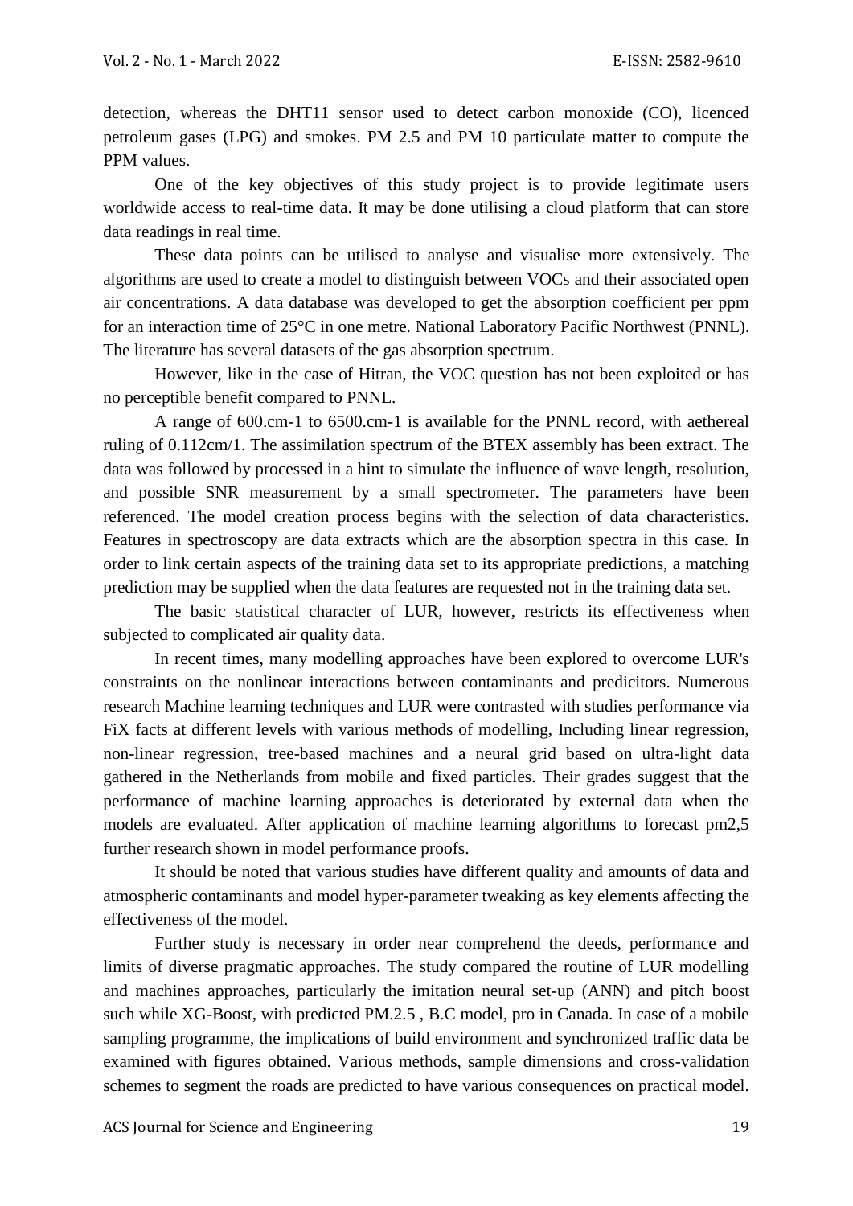detection, whereas the DHT11 sensor used to detect carbon monoxide (CO), licenced petroleum gases (LPG) and smokes. PM 2.5 and PM 10 particulate matter to compute the PPM values.

One of the key objectives of this study project is to provide legitimate users worldwide access to real-time data. It may be done utilising a cloud platform that can store data readings in real time.

These data points can be utilised to analyse and visualise more extensively. The algorithms are used to create a model to distinguish between VOCs and their associated open air concentrations. A data database was developed to get the absorption coefficient per ppm for an interaction time of 25°C in one metre. National Laboratory Pacific Northwest (PNNL). The literature has several datasets of the gas absorption spectrum.

However, like in the case of Hitran, the VOC question has not been exploited or has no perceptible benefit compared to PNNL.

A range of 600.cm-1 to 6500.cm-1 is available for the PNNL record, with aethereal ruling of 0.112cm/1. The assimilation spectrum of the BTEX assembly has been extract. The data was followed by processed in a hint to simulate the influence of wave length, resolution, and possible SNR measurement by a small spectrometer. The parameters have been referenced. The model creation process begins with the selection of data characteristics. Features in spectroscopy are data extracts which are the absorption spectra in this case. In order to link certain aspects of the training data set to its appropriate predictions, a matching prediction may be supplied when the data features are requested not in the training data set.

The basic statistical character of LUR, however, restricts its effectiveness when subjected to complicated air quality data.

In recent times, many modelling approaches have been explored to overcome LUR's constraints on the nonlinear interactions between contaminants and predicitors. Numerous research Machine learning techniques and LUR were contrasted with studies performance via FiX facts at different levels with various methods of modelling, Including linear regression, non-linear regression, tree-based machines and a neural grid based on ultra-light data gathered in the Netherlands from mobile and fixed particles. Their grades suggest that the performance of machine learning approaches is deteriorated by external data when the models are evaluated. After application of machine learning algorithms to forecast pm2,5 further research shown in model performance proofs.

It should be noted that various studies have different quality and amounts of data and atmospheric contaminants and model hyper-parameter tweaking as key elements affecting the effectiveness of the model.

Further study is necessary in order near comprehend the deeds, performance and limits of diverse pragmatic approaches. The study compared the routine of LUR modelling and machines approaches, particularly the imitation neural set-up (ANN) and pitch boost such while XG-Boost, with predicted PM.2.5 , B.C model, pro in Canada. In case of a mobile sampling programme, the implications of build environment and synchronized traffic data be examined with figures obtained. Various methods, sample dimensions and cross-validation schemes to segment the roads are predicted to have various consequences on practical model.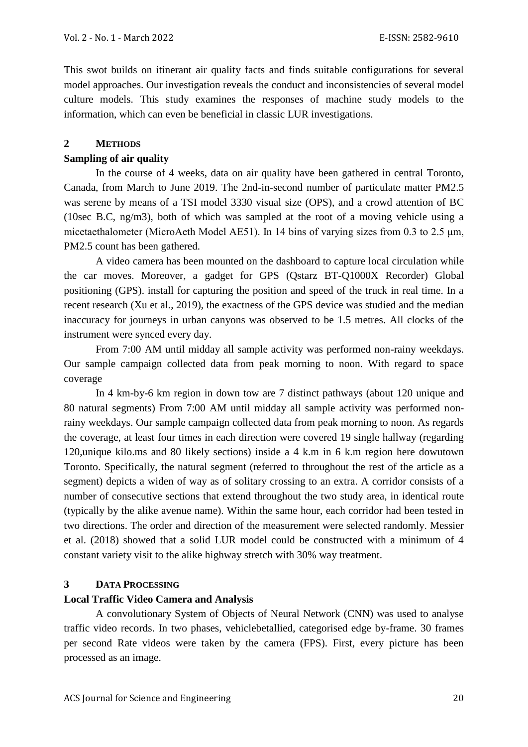This swot builds on itinerant air quality facts and finds suitable configurations for several model approaches. Our investigation reveals the conduct and inconsistencies of several model culture models. This study examines the responses of machine study models to the information, which can even be beneficial in classic LUR investigations.

## 2 METHODS

### Sampling of air quality

In the course of 4 weeks, data on air quality have been gathered in central Toronto, Canada, from March to June 2019. The 2nd-in-second number of particulate matter PM2.5 was serene by means of a TSI model 3330 visual size (OPS), and a crowd attention of BC (10sec B.C, ng/m3), both of which was sampled at the root of a moving vehicle using a micetaethalometer (MicroAeth Model AE51). In 14 bins of varying sizes from 0.3 to 2.5 μm, PM2.5 count has been gathered.

A video camera has been mounted on the dashboard to capture local circulation while the car moves. Moreover, a gadget for GPS (Qstarz BT-Q1000X Recorder) Global positioning (GPS). install for capturing the position and speed of the truck in real time. In a recent research (Xu et al., 2019), the exactness of the GPS device was studied and the median inaccuracy for journeys in urban canyons was observed to be 1.5 metres. All clocks of the instrument were synced every day.

From 7:00 AM until midday all sample activity was performed non-rainy weekdays. Our sample campaign collected data from peak morning to noon. With regard to space coverage

In 4 km-by-6 km region in down tow are 7 distinct pathways (about 120 unique and 80 natural segments) From 7:00 AM until midday all sample activity was performed non-rainy weekdays. Our sample campaign collected data from peak morning to noon. As regards the coverage, at least four times in each direction were covered 19 single hallway (regarding 120,unique kilo.ms and 80 likely sections) inside a 4 k.m in 6 k.m region here dowutown Toronto. Specifically, the natural segment (referred to throughout the rest of the article as a segment) depicts a widen of way as of solitary crossing to an extra. A corridor consists of a number of consecutive sections that extend throughout the two study area, in identical route (typically by the alike avenue name). Within the same hour, each corridor had been tested in two directions. The order and direction of the measurement were selected randomly. Messier et al. (2018) showed that a solid LUR model could be constructed with a minimum of 4 constant variety visit to the alike highway stretch with 30% way treatment.

## 3 DATA PROCESSING

### Local Traffic Video Camera and Analysis

A convolutionary System of Objects of Neural Network (CNN) was used to analyse traffic video records. In two phases, vehiclebetallied, categorised edge by-frame. 30 frames per second Rate videos were taken by the camera (FPS). First, every picture has been processed as an image.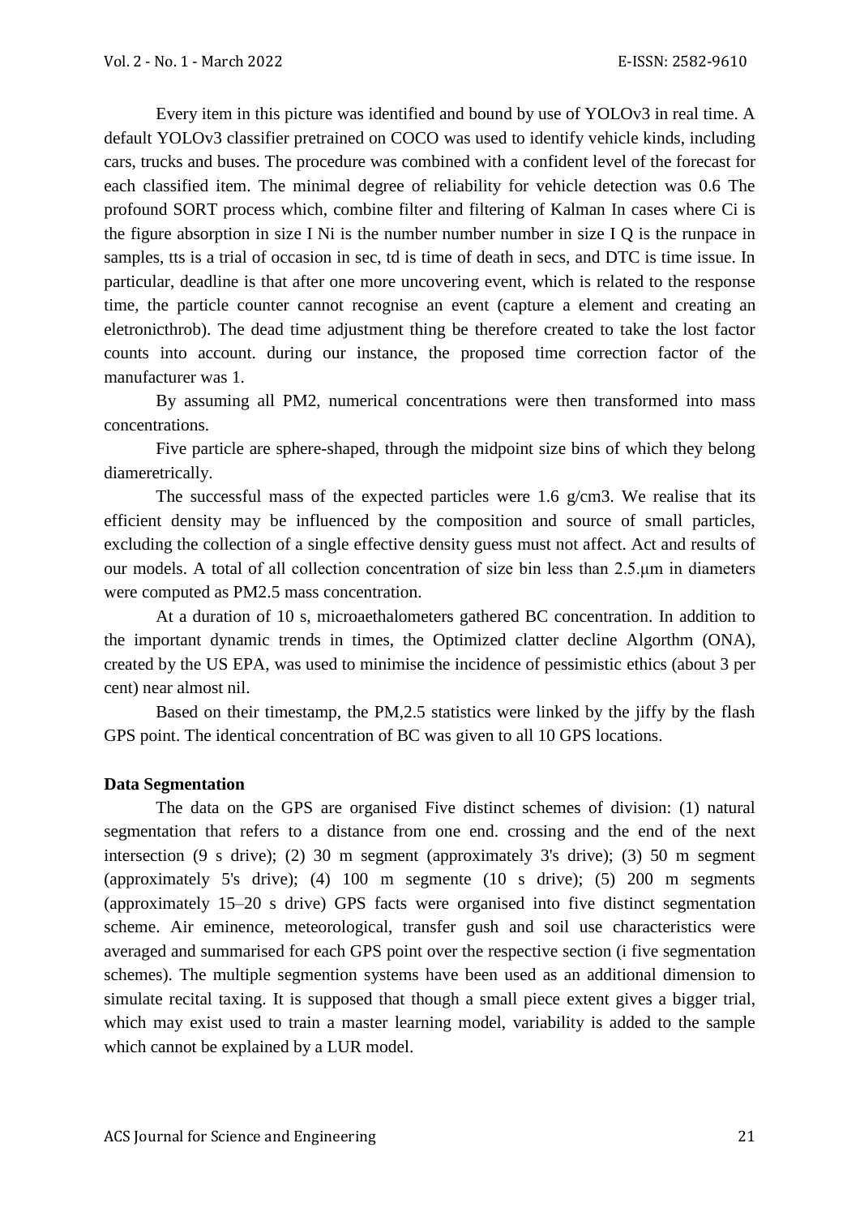Every item in this picture was identified and bound by use of YOLOv3 in real time. A default YOLOv3 classifier pretrained on COCO was used to identify vehicle kinds, including cars, trucks and buses. The procedure was combined with a confident level of the forecast for each classified item. The minimal degree of reliability for vehicle detection was 0.6 The profound SORT process which, combine filter and filtering of Kalman In cases where Ci is the figure absorption in size I Ni is the number number number in size I Q is the runpace in samples, tts is a trial of occasion in sec, td is time of death in secs, and DTC is time issue. In particular, deadline is that after one more uncovering event, which is related to the response time, the particle counter cannot recognise an event (capture a element and creating an eletronicthrob). The dead time adjustment thing be therefore created to take the lost factor counts into account. during our instance, the proposed time correction factor of the manufacturer was 1.

By assuming all PM2, numerical concentrations were then transformed into mass concentrations.

Five particle are sphere-shaped, through the midpoint size bins of which they belong diameretrically.

The successful mass of the expected particles were 1.6 g/cm3. We realise that its efficient density may be influenced by the composition and source of small particles, excluding the collection of a single effective density guess must not affect. Act and results of our models. A total of all collection concentration of size bin less than 2.5.μm in diameters were computed as PM2.5 mass concentration.

At a duration of 10 s, microaethalometers gathered BC concentration. In addition to the important dynamic trends in times, the Optimized clatter decline Algorthm (ONA), created by the US EPA, was used to minimise the incidence of pessimistic ethics (about 3 per cent) near almost nil.

Based on their timestamp, the PM,2.5 statistics were linked by the jiffy by the flash GPS point. The identical concentration of BC was given to all 10 GPS locations.

**Data Segmentation**

The data on the GPS are organised Five distinct schemes of division: (1) natural segmentation that refers to a distance from one end. crossing and the end of the next intersection (9 s drive); (2) 30 m segment (approximately 3's drive); (3) 50 m segment (approximately 5's drive); (4) 100 m segmente (10 s drive); (5) 200 m segments (approximately 15–20 s drive) GPS facts were organised into five distinct segmentation scheme. Air eminence, meteorological, transfer gush and soil use characteristics were averaged and summarised for each GPS point over the respective section (i five segmentation schemes). The multiple segmention systems have been used as an additional dimension to simulate recital taxing. It is supposed that though a small piece extent gives a bigger trial, which may exist used to train a master learning model, variability is added to the sample which cannot be explained by a LUR model.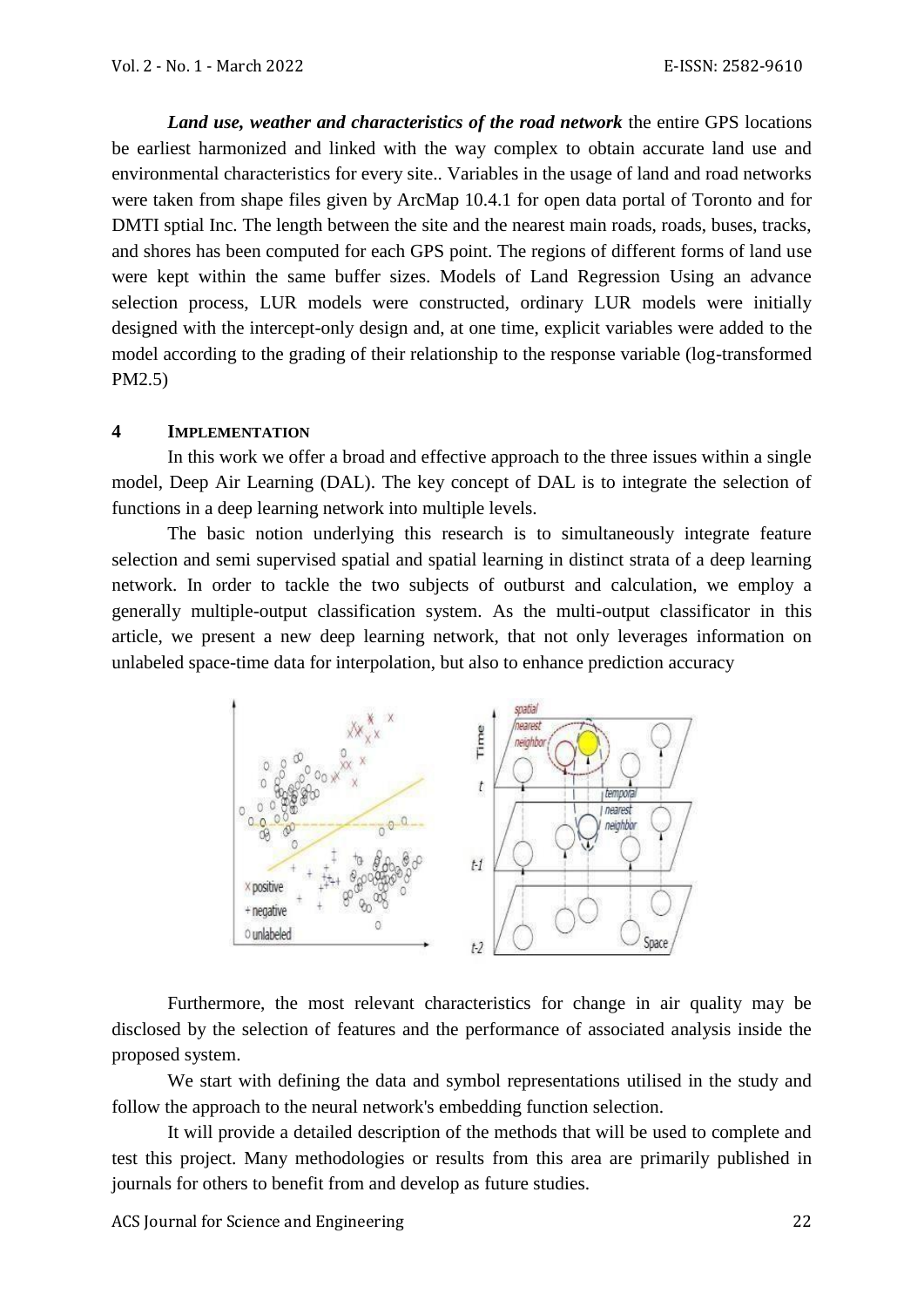***Land use, weather and characteristics of the road network*** the entire GPS locations be earliest harmonized and linked with the way complex to obtain accurate land use and environmental characteristics for every site.. Variables in the usage of land and road networks were taken from shape files given by ArcMap 10.4.1 for open data portal of Toronto and for DMTI sptial Inc. The length between the site and the nearest main roads, roads, buses, tracks, and shores has been computed for each GPS point. The regions of different forms of land use were kept within the same buffer sizes. Models of Land Regression Using an advance selection process, LUR models were constructed, ordinary LUR models were initially designed with the intercept-only design and, at one time, explicit variables were added to the model according to the grading of their relationship to the response variable (log-transformed PM2.5)

## 4 IMPLEMENTATION

In this work we offer a broad and effective approach to the three issues within a single model, Deep Air Learning (DAL). The key concept of DAL is to integrate the selection of functions in a deep learning network into multiple levels.

The basic notion underlying this research is to simultaneously integrate feature selection and semi supervised spatial and spatial learning in distinct strata of a deep learning network. In order to tackle the two subjects of outburst and calculation, we employ a generally multiple-output classification system. As the multi-output classificator in this article, we present a new deep learning network, that not only leverages information on unlabeled space-time data for interpolation, but also to enhance prediction accuracy

Furthermore, the most relevant characteristics for change in air quality may be disclosed by the selection of features and the performance of associated analysis inside the proposed system.

We start with defining the data and symbol representations utilised in the study and follow the approach to the neural network's embedding function selection.

It will provide a detailed description of the methods that will be used to complete and test this project. Many methodologies or results from this area are primarily published in journals for others to benefit from and develop as future studies.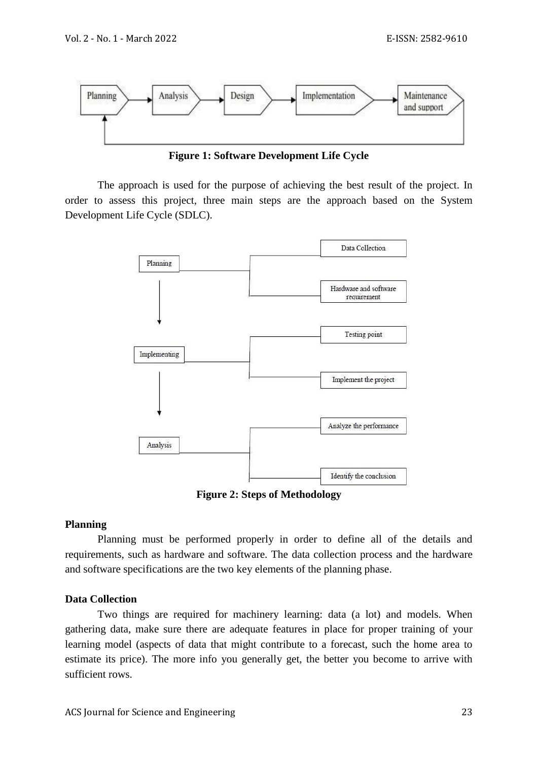Figure 1: Software Development Life Cycle

The approach is used for the purpose of achieving the best result of the project. In order to assess this project, three main steps are the approach based on the System Development Life Cycle (SDLC).

Figure 2: Steps of Methodology

**Planning**

Planning must be performed properly in order to define all of the details and requirements, such as hardware and software. The data collection process and the hardware and software specifications are the two key elements of the planning phase.

**Data Collection**

Two things are required for machinery learning: data (a lot) and models. When gathering data, make sure there are adequate features in place for proper training of your learning model (aspects of data that might contribute to a forecast, such the home area to estimate its price). The more info you generally get, the better you become to arrive with sufficient rows.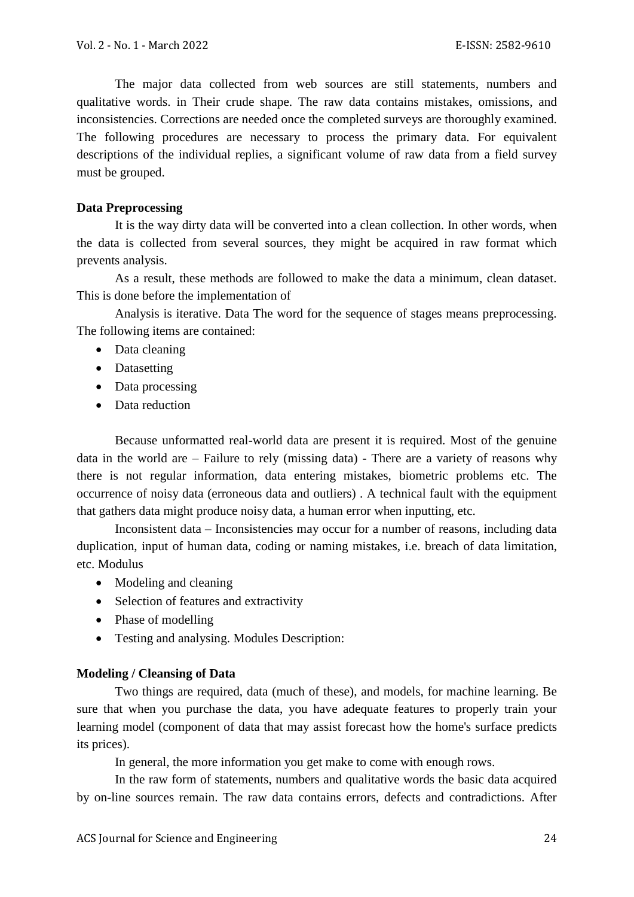The major data collected from web sources are still statements, numbers and qualitative words. in Their crude shape. The raw data contains mistakes, omissions, and inconsistencies. Corrections are needed once the completed surveys are thoroughly examined. The following procedures are necessary to process the primary data. For equivalent descriptions of the individual replies, a significant volume of raw data from a field survey must be grouped.

**Data Preprocessing**

It is the way dirty data will be converted into a clean collection. In other words, when the data is collected from several sources, they might be acquired in raw format which prevents analysis.

As a result, these methods are followed to make the data a minimum, clean dataset. This is done before the implementation of

Analysis is iterative. Data The word for the sequence of stages means preprocessing. The following items are contained:

- Data cleaning
- Datasetting
- Data processing
- Data reduction

Because unformatted real-world data are present it is required. Most of the genuine data in the world are – Failure to rely (missing data) - There are a variety of reasons why there is not regular information, data entering mistakes, biometric problems etc. The occurrence of noisy data (erroneous data and outliers) . A technical fault with the equipment that gathers data might produce noisy data, a human error when inputting, etc.

Inconsistent data – Inconsistencies may occur for a number of reasons, including data duplication, input of human data, coding or naming mistakes, i.e. breach of data limitation, etc. Modulus

- Modeling and cleaning
- Selection of features and extractivity
- Phase of modelling
- Testing and analysing. Modules Description:

**Modeling / Cleansing of Data**

Two things are required, data (much of these), and models, for machine learning. Be sure that when you purchase the data, you have adequate features to properly train your learning model (component of data that may assist forecast how the home's surface predicts its prices).

In general, the more information you get make to come with enough rows.

In the raw form of statements, numbers and qualitative words the basic data acquired by on-line sources remain. The raw data contains errors, defects and contradictions. After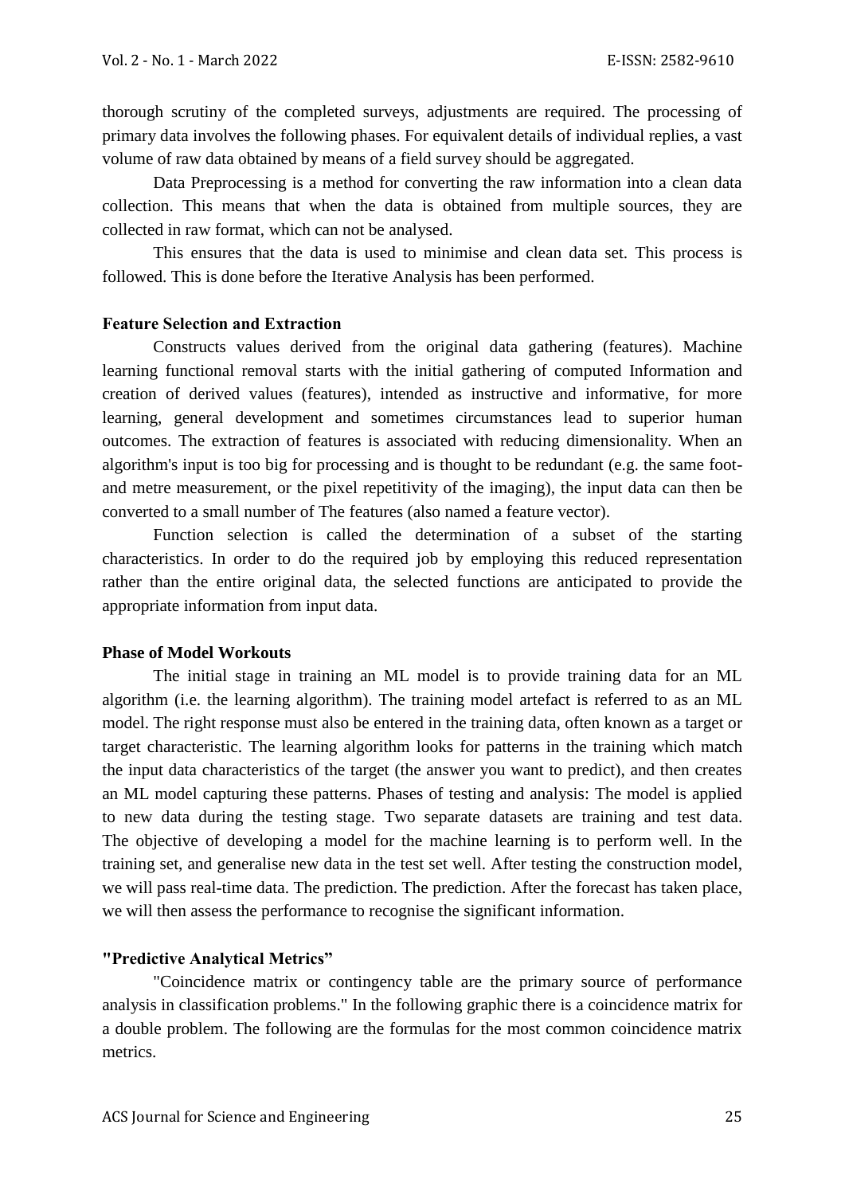thorough scrutiny of the completed surveys, adjustments are required. The processing of primary data involves the following phases. For equivalent details of individual replies, a vast volume of raw data obtained by means of a field survey should be aggregated.

Data Preprocessing is a method for converting the raw information into a clean data collection. This means that when the data is obtained from multiple sources, they are collected in raw format, which can not be analysed.

This ensures that the data is used to minimise and clean data set. This process is followed. This is done before the Iterative Analysis has been performed.

**Feature Selection and Extraction**

Constructs values derived from the original data gathering (features). Machine learning functional removal starts with the initial gathering of computed Information and creation of derived values (features), intended as instructive and informative, for more learning, general development and sometimes circumstances lead to superior human outcomes. The extraction of features is associated with reducing dimensionality. When an algorithm's input is too big for processing and is thought to be redundant (e.g. the same foot- and metre measurement, or the pixel repetitivity of the imaging), the input data can then be converted to a small number of The features (also named a feature vector).

Function selection is called the determination of a subset of the starting characteristics. In order to do the required job by employing this reduced representation rather than the entire original data, the selected functions are anticipated to provide the appropriate information from input data.

**Phase of Model Workouts**

The initial stage in training an ML model is to provide training data for an ML algorithm (i.e. the learning algorithm). The training model artefact is referred to as an ML model. The right response must also be entered in the training data, often known as a target or target characteristic. The learning algorithm looks for patterns in the training which match the input data characteristics of the target (the answer you want to predict), and then creates an ML model capturing these patterns. Phases of testing and analysis: The model is applied to new data during the testing stage. Two separate datasets are training and test data. The objective of developing a model for the machine learning is to perform well. In the training set, and generalise new data in the test set well. After testing the construction model, we will pass real-time data. The prediction. The prediction. After the forecast has taken place, we will then assess the performance to recognise the significant information.

**"Predictive Analytical Metrics"**

"Coincidence matrix or contingency table are the primary source of performance analysis in classification problems." In the following graphic there is a coincidence matrix for a double problem. The following are the formulas for the most common coincidence matrix metrics.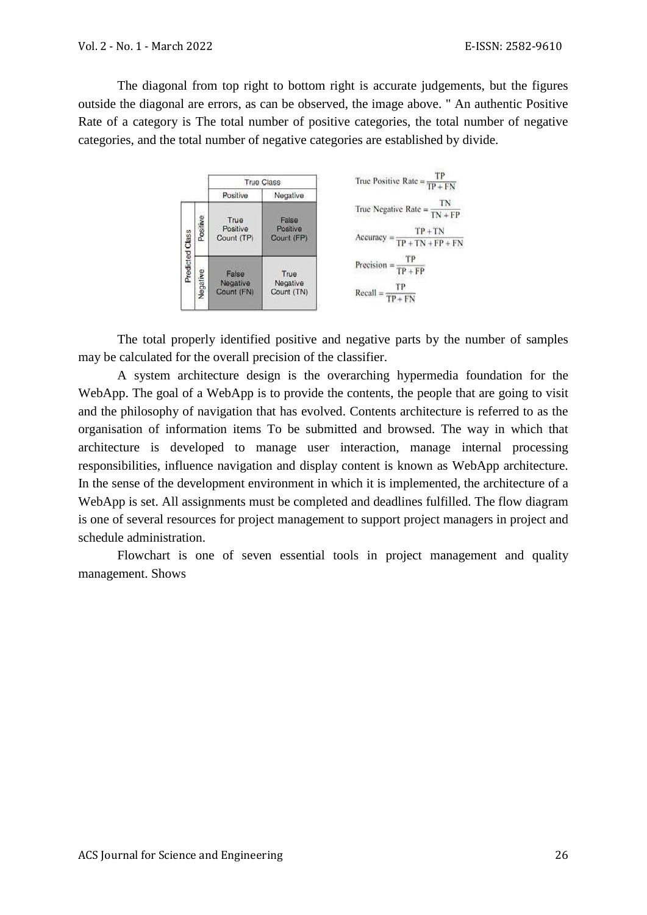The diagonal from top right to bottom right is accurate judgements, but the figures outside the diagonal are errors, as can be observed, the image above. " An authentic Positive Rate of a category is The total number of positive categories, the total number of negative categories, and the total number of negative categories are established by divide.

| | | True Class | |
|---|---|---|---|
| | | Positive | Negative |
| Predicted Class | Positive | True Positive Count (TP) | False Positive Count (FP) |
| | Negative | False Negative Count (FN) | True Negative Count (TN) |

$$\text{True Positive Rate} = \frac{TP}{TP + FN}$$

$$\text{True Negative Rate} = \frac{TN}{TN + FP}$$

$$\text{Accuracy} = \frac{TP + TN}{TP + TN + FP + FN}$$

$$\text{Precision} = \frac{TP}{TP + FP}$$

$$\text{Recall} = \frac{TP}{TP + FN}$$

The total properly identified positive and negative parts by the number of samples may be calculated for the overall precision of the classifier.

A system architecture design is the overarching hypermedia foundation for the WebApp. The goal of a WebApp is to provide the contents, the people that are going to visit and the philosophy of navigation that has evolved. Contents architecture is referred to as the organisation of information items To be submitted and browsed. The way in which that architecture is developed to manage user interaction, manage internal processing responsibilities, influence navigation and display content is known as WebApp architecture. In the sense of the development environment in which it is implemented, the architecture of a WebApp is set. All assignments must be completed and deadlines fulfilled. The flow diagram is one of several resources for project management to support project managers in project and schedule administration.

Flowchart is one of seven essential tools in project management and quality management. Shows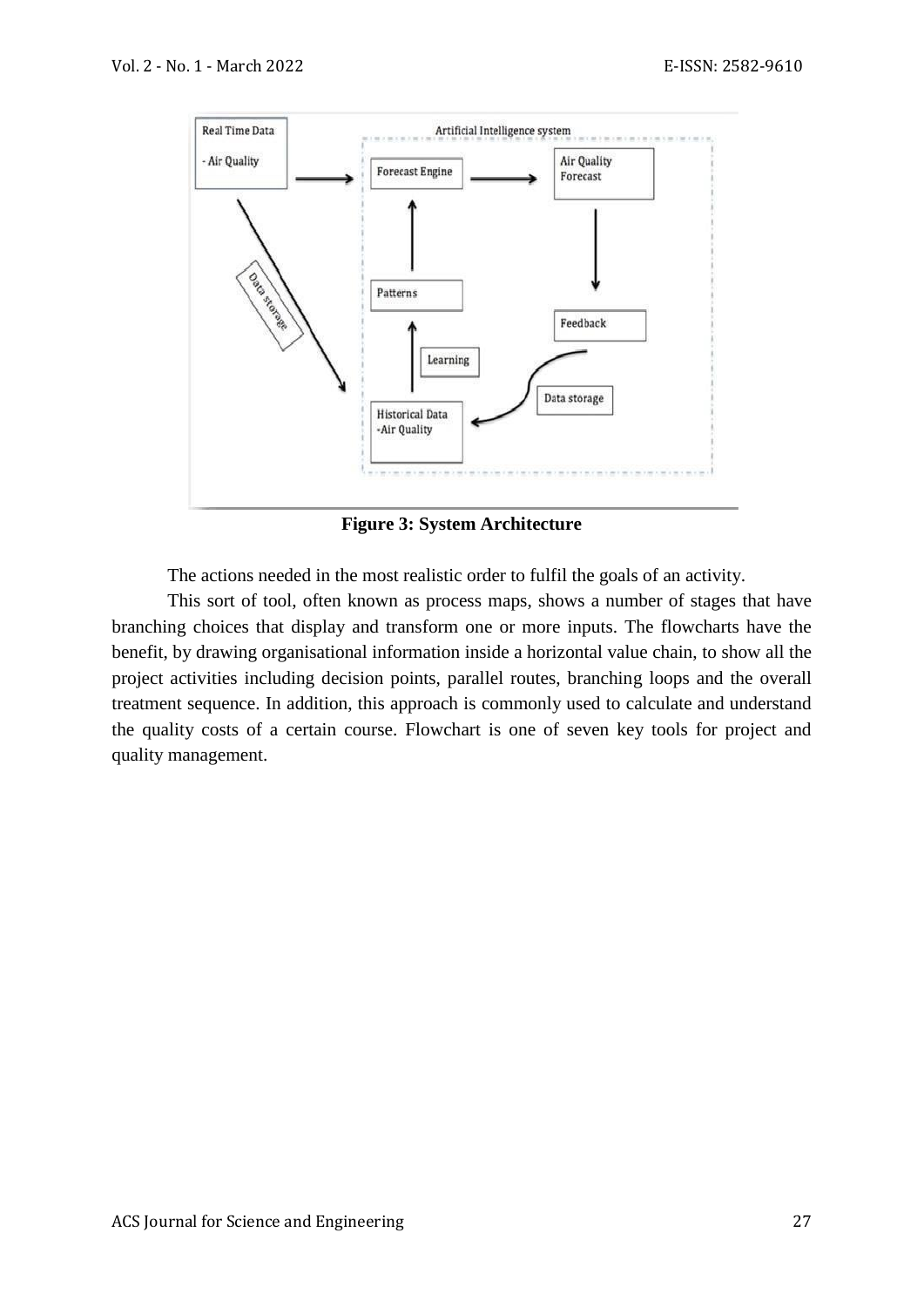**Figure 3: System Architecture**

The actions needed in the most realistic order to fulfil the goals of an activity.

This sort of tool, often known as process maps, shows a number of stages that have branching choices that display and transform one or more inputs. The flowcharts have the benefit, by drawing organisational information inside a horizontal value chain, to show all the project activities including decision points, parallel routes, branching loops and the overall treatment sequence. In addition, this approach is commonly used to calculate and understand the quality costs of a certain course. Flowchart is one of seven key tools for project and quality management.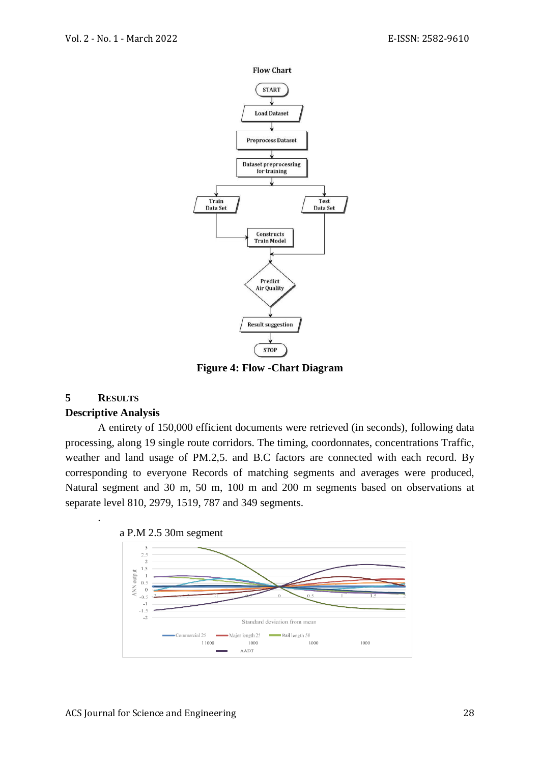**Flow Chart**

START → Load Dataset → Preprocess Dataset → Dataset preprocessing for training → Train Data Set / Test Data Set → Constructs Train Model → Predict Air Quality → Result suggestion → STOP

**Figure 4: Flow -Chart Diagram**

## 5 RESULTS

### Descriptive Analysis

A entirety of 150,000 efficient documents were retrieved (in seconds), following data processing, along 19 single route corridors. The timing, coordonnates, concentrations Traffic, weather and land usage of PM.2,5. and B.C factors are connected with each record. By corresponding to everyone Records of matching segments and averages were produced, Natural segment and 30 m, 50 m, 100 m and 200 m segments based on observations at separate level 810, 2979, 1519, 787 and 349 segments.

.

a P.M 2.5 30m segment

ANN output

Standard deviation from mean

Commercial 25, Major length 25, Rail length 50, AADT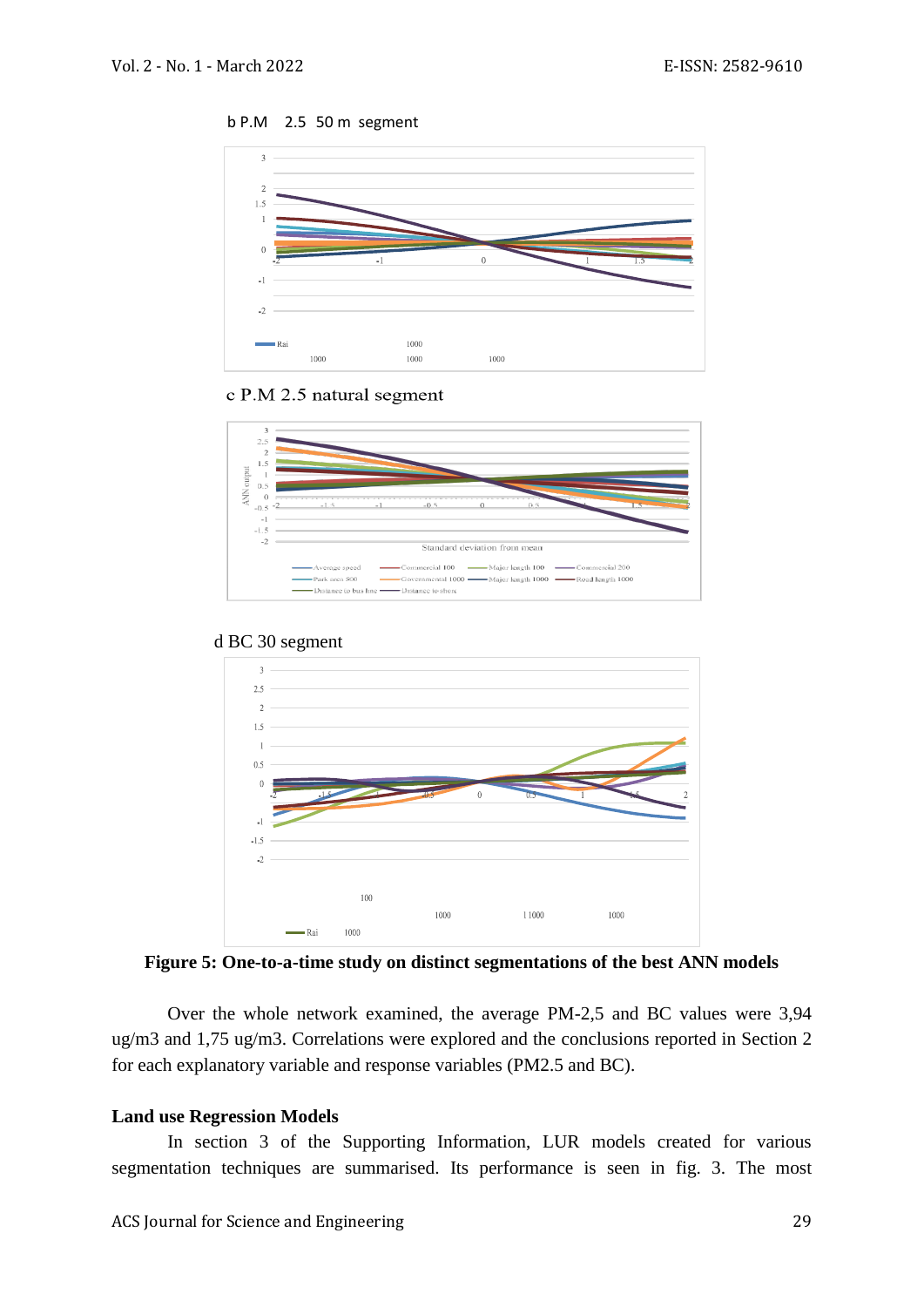b P.M 2.5 50 m segment

c P.M 2.5 natural segment

d BC 30 segment

**Figure 5: One-to-a-time study on distinct segmentations of the best ANN models**

Over the whole network examined, the average PM-2,5 and BC values were 3,94 ug/m3 and 1,75 ug/m3. Correlations were explored and the conclusions reported in Section 2 for each explanatory variable and response variables (PM2.5 and BC).

**Land use Regression Models**

In section 3 of the Supporting Information, LUR models created for various segmentation techniques are summarised. Its performance is seen in fig. 3. The most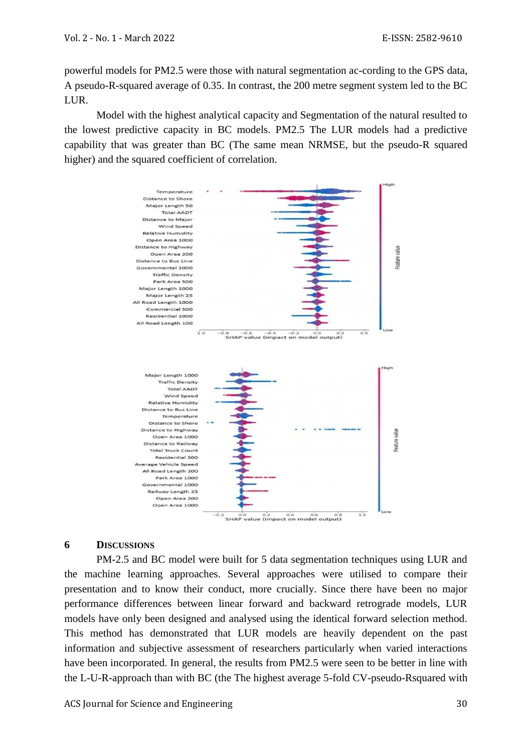powerful models for PM2.5 were those with natural segmentation ac-cording to the GPS data, A pseudo-R-squared average of 0.35. In contrast, the 200 metre segment system led to the BC LUR.

Model with the highest analytical capacity and Segmentation of the natural resulted to the lowest predictive capacity in BC models. PM2.5 The LUR models had a predictive capability that was greater than BC (The same mean NRMSE, but the pseudo-R squared higher) and the squared coefficient of correlation.

## 6 DISCUSSIONS

PM-2.5 and BC model were built for 5 data segmentation techniques using LUR and the machine learning approaches. Several approaches were utilised to compare their presentation and to know their conduct, more crucially. Since there have been no major performance differences between linear forward and backward retrograde models, LUR models have only been designed and analysed using the identical forward selection method. This method has demonstrated that LUR models are heavily dependent on the past information and subjective assessment of researchers particularly when varied interactions have been incorporated. In general, the results from PM2.5 were seen to be better in line with the L-U-R-approach than with BC (the The highest average 5-fold CV-pseudo-Rsquared with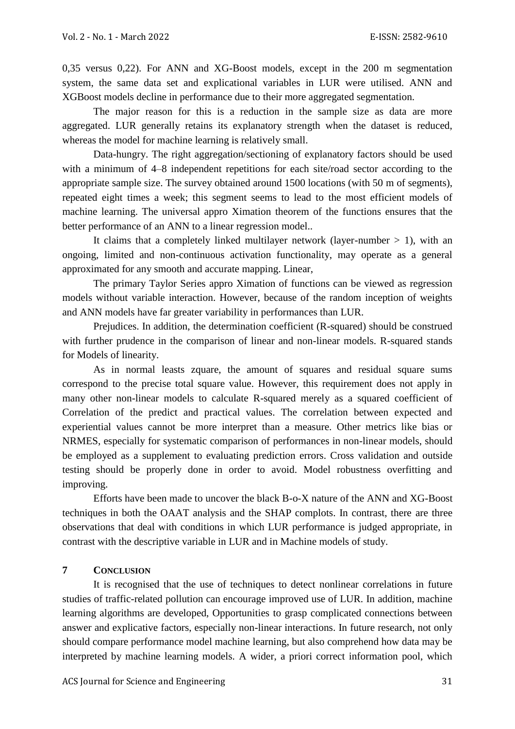0,35 versus 0,22). For ANN and XG-Boost models, except in the 200 m segmentation system, the same data set and explicational variables in LUR were utilised. ANN and XGBoost models decline in performance due to their more aggregated segmentation.

The major reason for this is a reduction in the sample size as data are more aggregated. LUR generally retains its explanatory strength when the dataset is reduced, whereas the model for machine learning is relatively small.

Data-hungry. The right aggregation/sectioning of explanatory factors should be used with a minimum of 4–8 independent repetitions for each site/road sector according to the appropriate sample size. The survey obtained around 1500 locations (with 50 m of segments), repeated eight times a week; this segment seems to lead to the most efficient models of machine learning. The universal appro Ximation theorem of the functions ensures that the better performance of an ANN to a linear regression model..

It claims that a completely linked multilayer network (layer-number > 1), with an ongoing, limited and non-continuous activation functionality, may operate as a general approximated for any smooth and accurate mapping. Linear,

The primary Taylor Series appro Ximation of functions can be viewed as regression models without variable interaction. However, because of the random inception of weights and ANN models have far greater variability in performances than LUR.

Prejudices. In addition, the determination coefficient (R-squared) should be construed with further prudence in the comparison of linear and non-linear models. R-squared stands for Models of linearity.

As in normal leasts zquare, the amount of squares and residual square sums correspond to the precise total square value. However, this requirement does not apply in many other non-linear models to calculate R-squared merely as a squared coefficient of Correlation of the predict and practical values. The correlation between expected and experiential values cannot be more interpret than a measure. Other metrics like bias or NRMES, especially for systematic comparison of performances in non-linear models, should be employed as a supplement to evaluating prediction errors. Cross validation and outside testing should be properly done in order to avoid. Model robustness overfitting and improving.

Efforts have been made to uncover the black B-o-X nature of the ANN and XG-Boost techniques in both the OAAT analysis and the SHAP complots. In contrast, there are three observations that deal with conditions in which LUR performance is judged appropriate, in contrast with the descriptive variable in LUR and in Machine models of study.

## 7 Conclusion

It is recognised that the use of techniques to detect nonlinear correlations in future studies of traffic-related pollution can encourage improved use of LUR. In addition, machine learning algorithms are developed, Opportunities to grasp complicated connections between answer and explicative factors, especially non-linear interactions. In future research, not only should compare performance model machine learning, but also comprehend how data may be interpreted by machine learning models. A wider, a priori correct information pool, which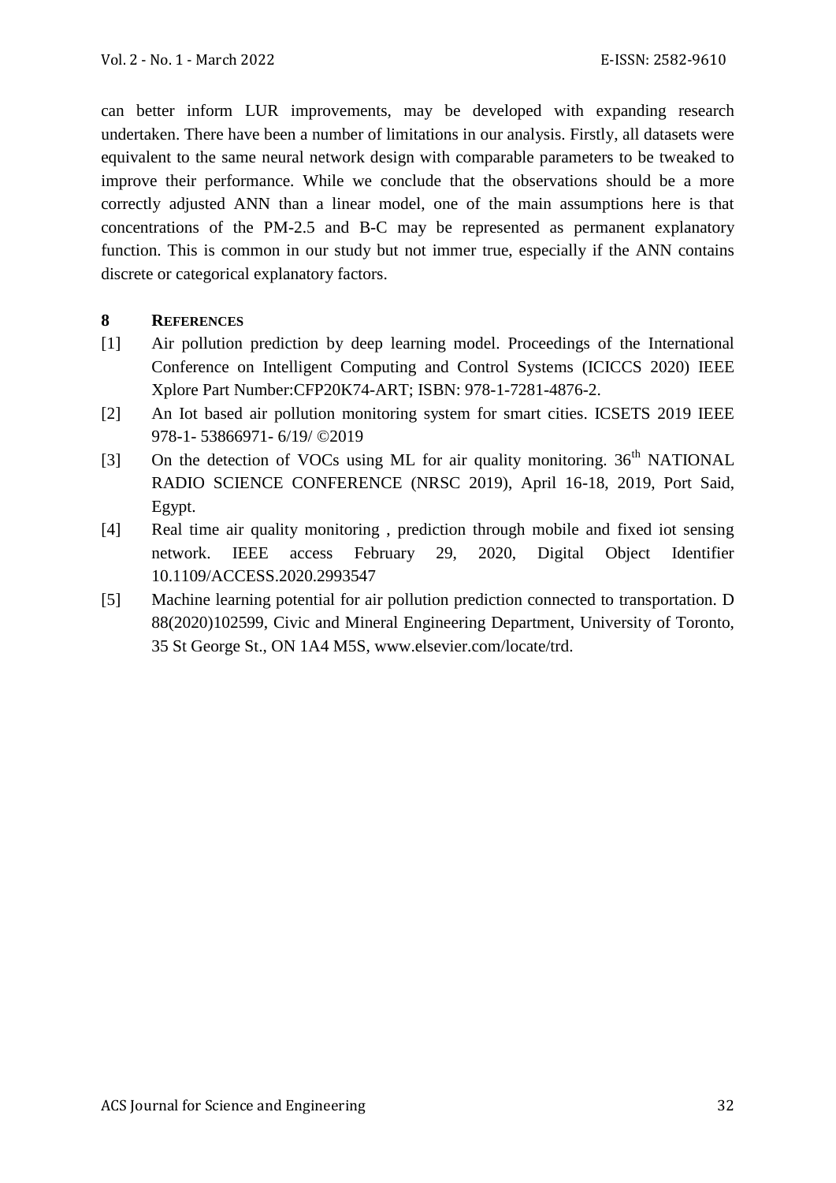can better inform LUR improvements, may be developed with expanding research undertaken. There have been a number of limitations in our analysis. Firstly, all datasets were equivalent to the same neural network design with comparable parameters to be tweaked to improve their performance. While we conclude that the observations should be a more correctly adjusted ANN than a linear model, one of the main assumptions here is that concentrations of the PM-2.5 and B-C may be represented as permanent explanatory function. This is common in our study but not immer true, especially if the ANN contains discrete or categorical explanatory factors.

## 8 REFERENCES

[1] Air pollution prediction by deep learning model. Proceedings of the International Conference on Intelligent Computing and Control Systems (ICICCS 2020) IEEE Xplore Part Number:CFP20K74-ART; ISBN: 978-1-7281-4876-2.

[2] An Iot based air pollution monitoring system for smart cities. ICSETS 2019 IEEE 978-1- 53866971- 6/19/ ©2019

[3] On the detection of VOCs using ML for air quality monitoring. 36th NATIONAL RADIO SCIENCE CONFERENCE (NRSC 2019), April 16-18, 2019, Port Said, Egypt.

[4] Real time air quality monitoring , prediction through mobile and fixed iot sensing network. IEEE access February 29, 2020, Digital Object Identifier 10.1109/ACCESS.2020.2993547

[5] Machine learning potential for air pollution prediction connected to transportation. D 88(2020)102599, Civic and Mineral Engineering Department, University of Toronto, 35 St George St., ON 1A4 M5S, www.elsevier.com/locate/trd.